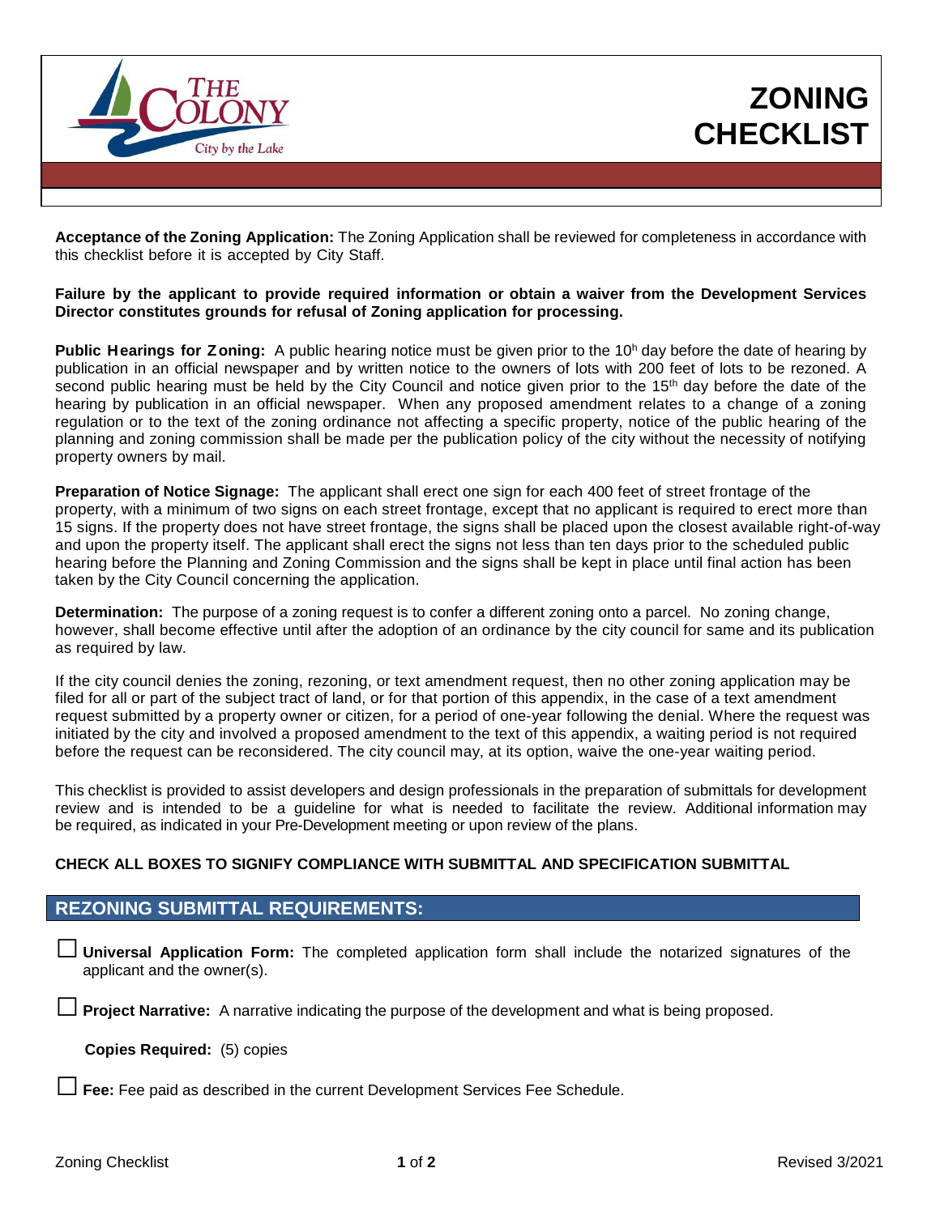# ZONING CHECKLIST

**Acceptance of the Zoning Application:** The Zoning Application shall be reviewed for completeness in accordance with this checklist before it is accepted by City Staff.

**Failure by the applicant to provide required information or obtain a waiver from the Development Services Director constitutes grounds for refusal of Zoning application for processing.**

**Public Hearings for Zoning:** A public hearing notice must be given prior to the 10h day before the date of hearing by publication in an official newspaper and by written notice to the owners of lots with 200 feet of lots to be rezoned. A second public hearing must be held by the City Council and notice given prior to the 15th day before the date of the hearing by publication in an official newspaper. When any proposed amendment relates to a change of a zoning regulation or to the text of the zoning ordinance not affecting a specific property, notice of the public hearing of the planning and zoning commission shall be made per the publication policy of the city without the necessity of notifying property owners by mail.

**Preparation of Notice Signage:** The applicant shall erect one sign for each 400 feet of street frontage of the property, with a minimum of two signs on each street frontage, except that no applicant is required to erect more than 15 signs. If the property does not have street frontage, the signs shall be placed upon the closest available right-of-way and upon the property itself. The applicant shall erect the signs not less than ten days prior to the scheduled public hearing before the Planning and Zoning Commission and the signs shall be kept in place until final action has been taken by the City Council concerning the application.

**Determination:** The purpose of a zoning request is to confer a different zoning onto a parcel. No zoning change, however, shall become effective until after the adoption of an ordinance by the city council for same and its publication as required by law.

If the city council denies the zoning, rezoning, or text amendment request, then no other zoning application may be filed for all or part of the subject tract of land, or for that portion of this appendix, in the case of a text amendment request submitted by a property owner or citizen, for a period of one-year following the denial. Where the request was initiated by the city and involved a proposed amendment to the text of this appendix, a waiting period is not required before the request can be reconsidered. The city council may, at its option, waive the one-year waiting period.

This checklist is provided to assist developers and design professionals in the preparation of submittals for development review and is intended to be a guideline for what is needed to facilitate the review. Additional information may be required, as indicated in your Pre-Development meeting or upon review of the plans.

**CHECK ALL BOXES TO SIGNIFY COMPLIANCE WITH SUBMITTAL AND SPECIFICATION SUBMITTAL**

## REZONING SUBMITTAL REQUIREMENTS:

☐ **Universal Application Form:** The completed application form shall include the notarized signatures of the applicant and the owner(s).

☐ **Project Narrative:** A narrative indicating the purpose of the development and what is being proposed.

**Copies Required:** (5) copies

☐ **Fee:** Fee paid as described in the current Development Services Fee Schedule.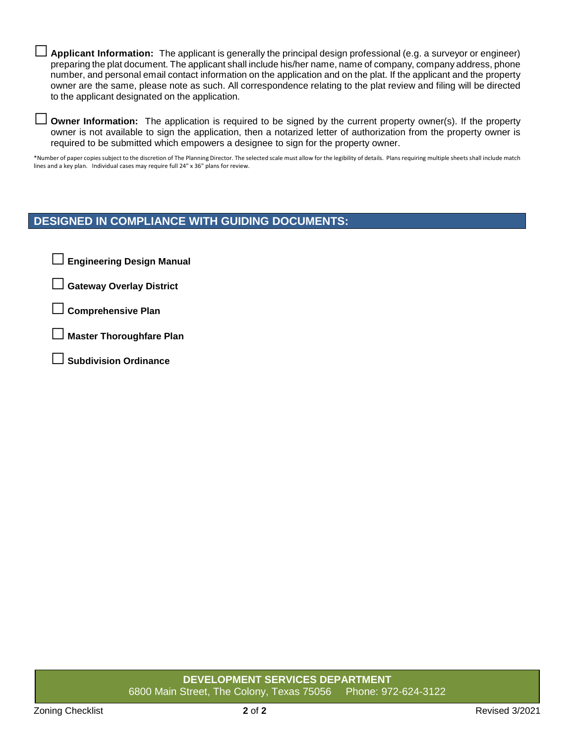☐ **Applicant Information:** The applicant is generally the principal design professional (e.g. a surveyor or engineer) preparing the plat document. The applicant shall include his/her name, name of company, company address, phone number, and personal email contact information on the application and on the plat. If the applicant and the property owner are the same, please note as such. All correspondence relating to the plat review and filing will be directed to the applicant designated on the application.

☐ **Owner Information:** The application is required to be signed by the current property owner(s). If the property owner is not available to sign the application, then a notarized letter of authorization from the property owner is required to be submitted which empowers a designee to sign for the property owner.

*Number of paper copies subject to the discretion of The Planning Director. The selected scale must allow for the legibility of details. Plans requiring multiple sheets shall include match lines and a key plan. Individual cases may require full 24" x 36" plans for review.

## DESIGNED IN COMPLIANCE WITH GUIDING DOCUMENTS:

☐ **Engineering Design Manual**

☐ **Gateway Overlay District**

☐ **Comprehensive Plan**

☐ **Master Thoroughfare Plan**

☐ **Subdivision Ordinance**

**DEVELOPMENT SERVICES DEPARTMENT**
6800 Main Street, The Colony, Texas 75056 Phone: 972-624-3122